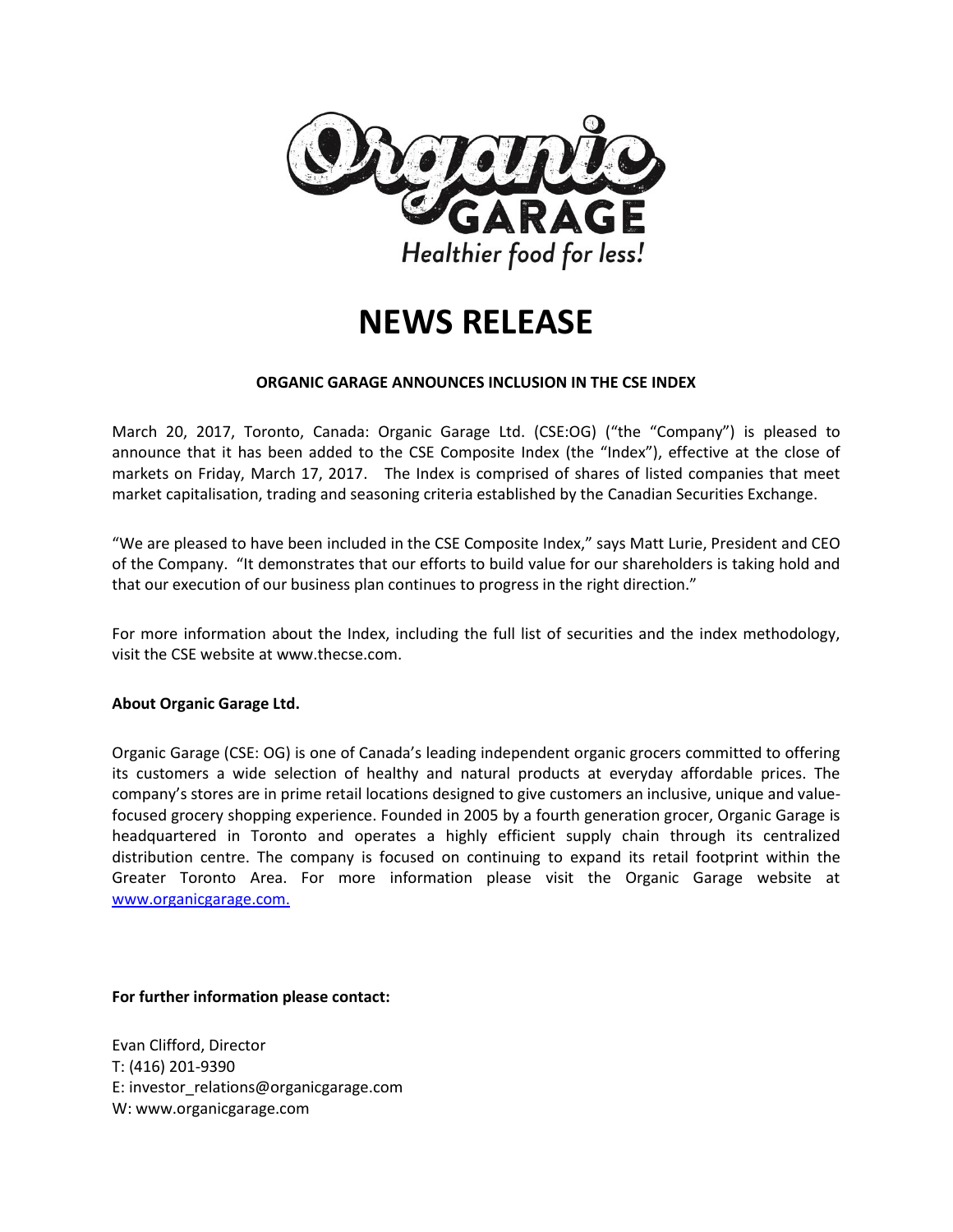Organic GARAGE

*Healthier food for less!*

# NEWS RELEASE

**ORGANIC GARAGE ANNOUNCES INCLUSION IN THE CSE INDEX**

March 20, 2017, Toronto, Canada: Organic Garage Ltd. (CSE:OG) ("the "Company") is pleased to announce that it has been added to the CSE Composite Index (the "Index"), effective at the close of markets on Friday, March 17, 2017. The Index is comprised of shares of listed companies that meet market capitalisation, trading and seasoning criteria established by the Canadian Securities Exchange.

"We are pleased to have been included in the CSE Composite Index," says Matt Lurie, President and CEO of the Company. "It demonstrates that our efforts to build value for our shareholders is taking hold and that our execution of our business plan continues to progress in the right direction."

For more information about the Index, including the full list of securities and the index methodology, visit the CSE website at www.thecse.com.

**About Organic Garage Ltd.**

Organic Garage (CSE: OG) is one of Canada's leading independent organic grocers committed to offering its customers a wide selection of healthy and natural products at everyday affordable prices. The company's stores are in prime retail locations designed to give customers an inclusive, unique and value-focused grocery shopping experience. Founded in 2005 by a fourth generation grocer, Organic Garage is headquartered in Toronto and operates a highly efficient supply chain through its centralized distribution centre. The company is focused on continuing to expand its retail footprint within the Greater Toronto Area. For more information please visit the Organic Garage website at [www.organicgarage.com.](http://www.organicgarage.com)

**For further information please contact:**

Evan Clifford, Director
T: (416) 201-9390
E: investor_relations@organicgarage.com
W: www.organicgarage.com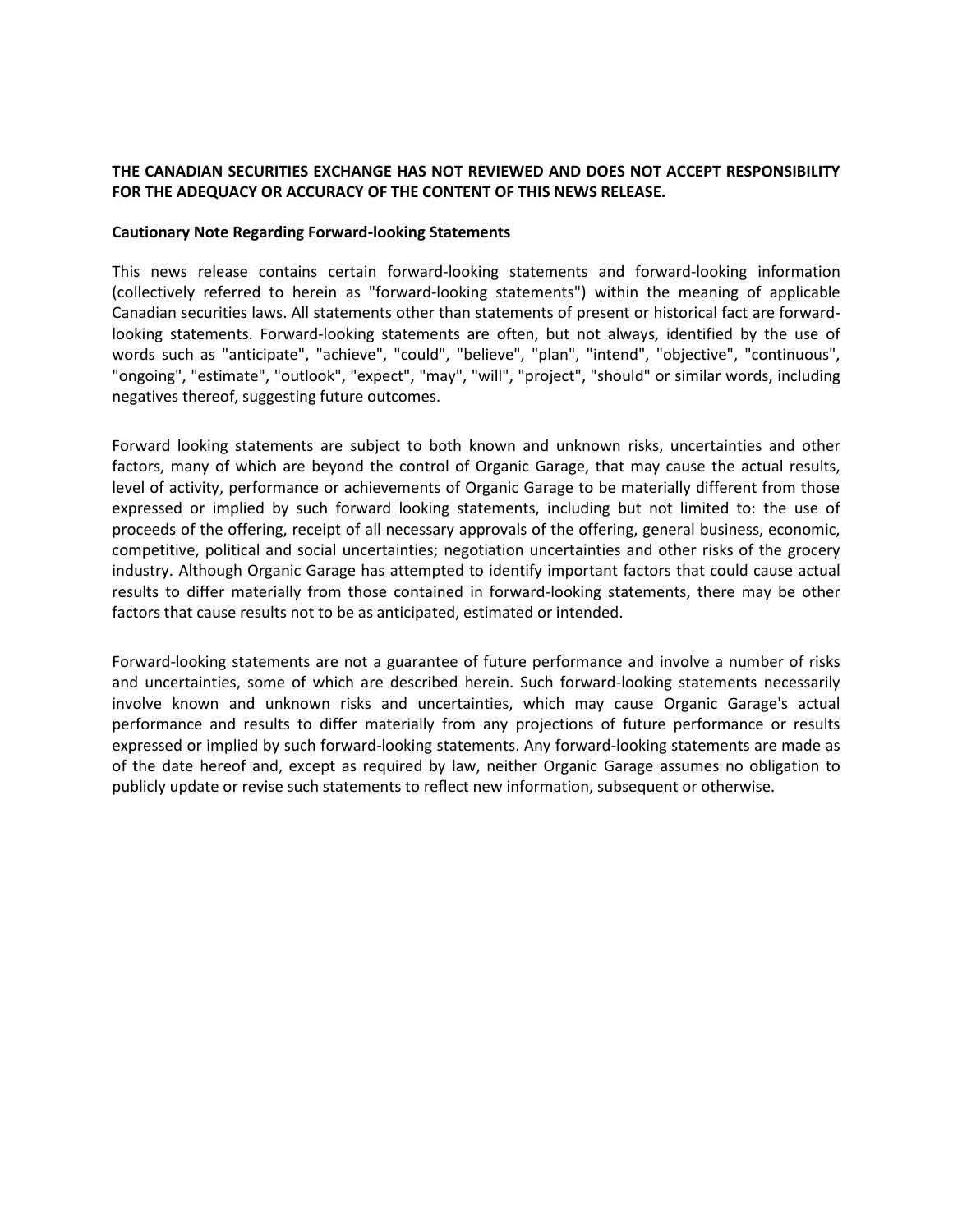**THE CANADIAN SECURITIES EXCHANGE HAS NOT REVIEWED AND DOES NOT ACCEPT RESPONSIBILITY FOR THE ADEQUACY OR ACCURACY OF THE CONTENT OF THIS NEWS RELEASE.**

**Cautionary Note Regarding Forward-looking Statements**

This news release contains certain forward-looking statements and forward-looking information (collectively referred to herein as "forward-looking statements") within the meaning of applicable Canadian securities laws. All statements other than statements of present or historical fact are forward-looking statements. Forward-looking statements are often, but not always, identified by the use of words such as "anticipate", "achieve", "could", "believe", "plan", "intend", "objective", "continuous", "ongoing", "estimate", "outlook", "expect", "may", "will", "project", "should" or similar words, including negatives thereof, suggesting future outcomes.

Forward looking statements are subject to both known and unknown risks, uncertainties and other factors, many of which are beyond the control of Organic Garage, that may cause the actual results, level of activity, performance or achievements of Organic Garage to be materially different from those expressed or implied by such forward looking statements, including but not limited to: the use of proceeds of the offering, receipt of all necessary approvals of the offering, general business, economic, competitive, political and social uncertainties; negotiation uncertainties and other risks of the grocery industry. Although Organic Garage has attempted to identify important factors that could cause actual results to differ materially from those contained in forward-looking statements, there may be other factors that cause results not to be as anticipated, estimated or intended.

Forward-looking statements are not a guarantee of future performance and involve a number of risks and uncertainties, some of which are described herein. Such forward-looking statements necessarily involve known and unknown risks and uncertainties, which may cause Organic Garage's actual performance and results to differ materially from any projections of future performance or results expressed or implied by such forward-looking statements. Any forward-looking statements are made as of the date hereof and, except as required by law, neither Organic Garage assumes no obligation to publicly update or revise such statements to reflect new information, subsequent or otherwise.